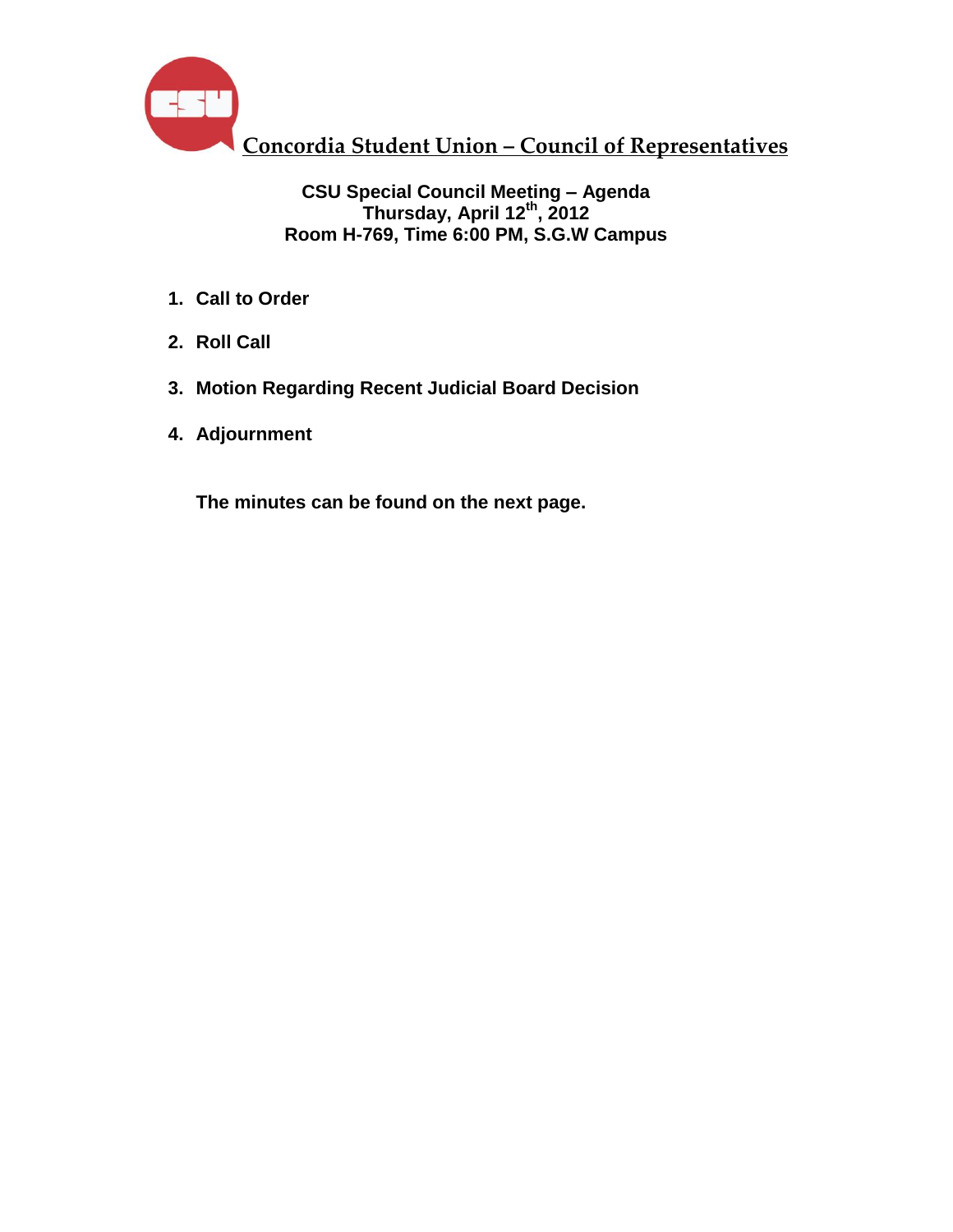# Concordia Student Union – Council of Representatives

**CSU Special Council Meeting – Agenda**
**Thursday, April 12th, 2012**
**Room H-769, Time 6:00 PM, S.G.W Campus**

1. **Call to Order**
2. **Roll Call**
3. **Motion Regarding Recent Judicial Board Decision**
4. **Adjournment**

**The minutes can be found on the next page.**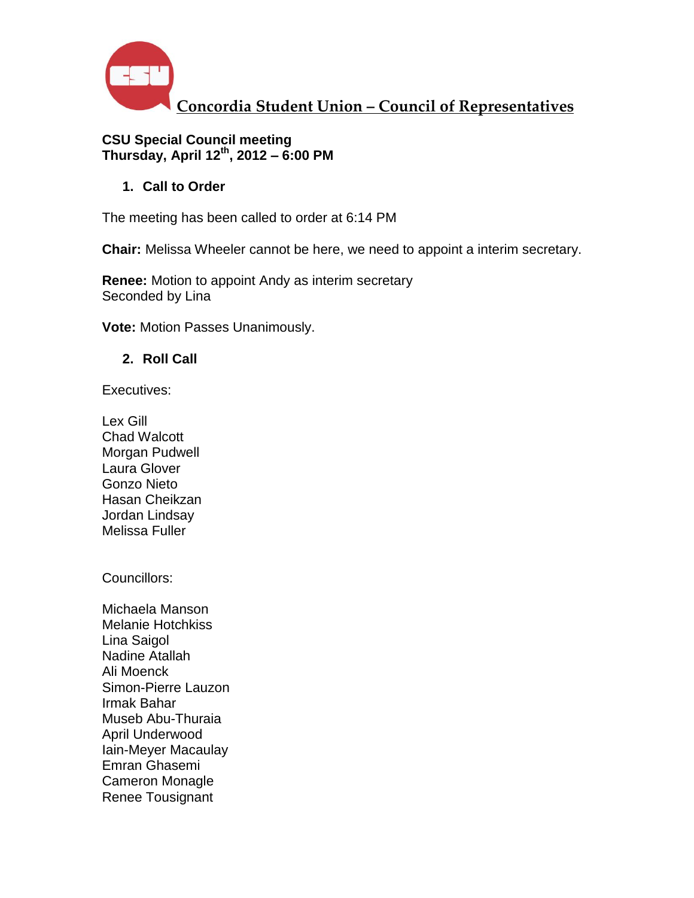# Concordia Student Union – Council of Representatives

**CSU Special Council meeting**
**Thursday, April 12th, 2012 – 6:00 PM**

1. **Call to Order**

The meeting has been called to order at 6:14 PM

**Chair:** Melissa Wheeler cannot be here, we need to appoint a interim secretary.

**Renee:** Motion to appoint Andy as interim secretary
Seconded by Lina

**Vote:** Motion Passes Unanimously.

2. **Roll Call**

Executives:

Lex Gill
Chad Walcott
Morgan Pudwell
Laura Glover
Gonzo Nieto
Hasan Cheikzan
Jordan Lindsay
Melissa Fuller

Councillors:

Michaela Manson
Melanie Hotchkiss
Lina Saigol
Nadine Atallah
Ali Moenck
Simon-Pierre Lauzon
Irmak Bahar
Museb Abu-Thuraia
April Underwood
Iain-Meyer Macaulay
Emran Ghasemi
Cameron Monagle
Renee Tousignant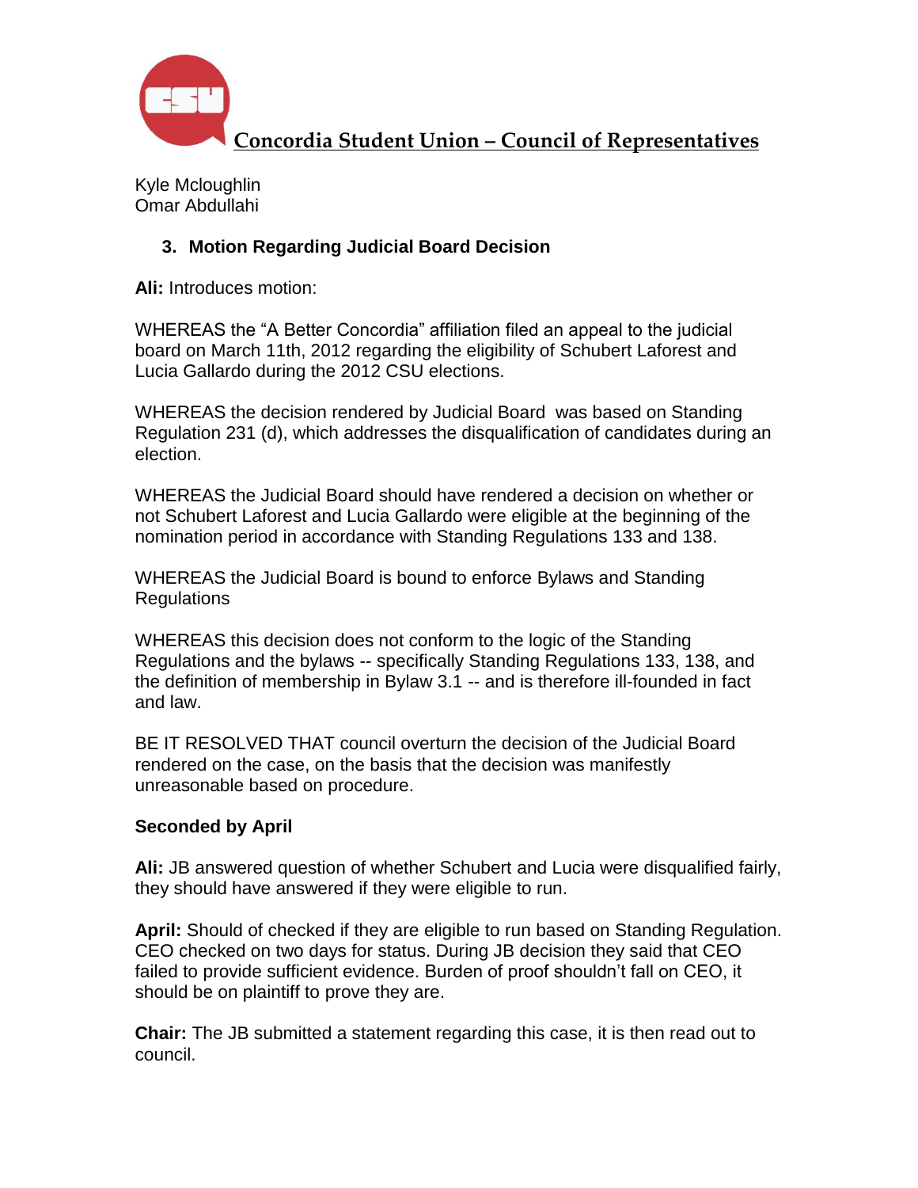**Concordia Student Union – Council of Representatives**

Kyle Mcloughlin
Omar Abdullahi

3. **Motion Regarding Judicial Board Decision**

**Ali:** Introduces motion:

WHEREAS the "A Better Concordia" affiliation filed an appeal to the judicial board on March 11th, 2012 regarding the eligibility of Schubert Laforest and Lucia Gallardo during the 2012 CSU elections.

WHEREAS the decision rendered by Judicial Board was based on Standing Regulation 231 (d), which addresses the disqualification of candidates during an election.

WHEREAS the Judicial Board should have rendered a decision on whether or not Schubert Laforest and Lucia Gallardo were eligible at the beginning of the nomination period in accordance with Standing Regulations 133 and 138.

WHEREAS the Judicial Board is bound to enforce Bylaws and Standing Regulations

WHEREAS this decision does not conform to the logic of the Standing Regulations and the bylaws -- specifically Standing Regulations 133, 138, and the definition of membership in Bylaw 3.1 -- and is therefore ill-founded in fact and law.

BE IT RESOLVED THAT council overturn the decision of the Judicial Board rendered on the case, on the basis that the decision was manifestly unreasonable based on procedure.

**Seconded by April**

**Ali:** JB answered question of whether Schubert and Lucia were disqualified fairly, they should have answered if they were eligible to run.

**April:** Should of checked if they are eligible to run based on Standing Regulation. CEO checked on two days for status. During JB decision they said that CEO failed to provide sufficient evidence. Burden of proof shouldn't fall on CEO, it should be on plaintiff to prove they are.

**Chair:** The JB submitted a statement regarding this case, it is then read out to council.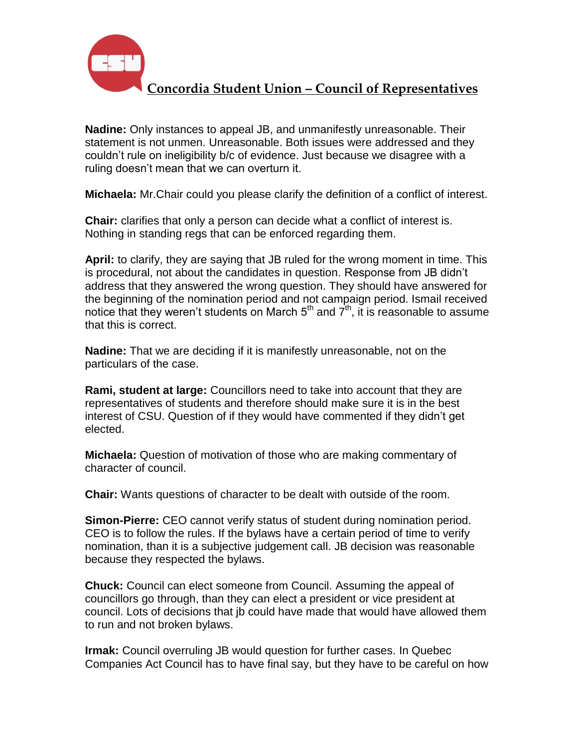**Nadine:** Only instances to appeal JB, and unmanifestly unreasonable. Their statement is not unmen. Unreasonable. Both issues were addressed and they couldn't rule on ineligibility b/c of evidence. Just because we disagree with a ruling doesn't mean that we can overturn it.

**Michaela:** Mr.Chair could you please clarify the definition of a conflict of interest.

**Chair:** clarifies that only a person can decide what a conflict of interest is. Nothing in standing regs that can be enforced regarding them.

**April:** to clarify, they are saying that JB ruled for the wrong moment in time. This is procedural, not about the candidates in question. Response from JB didn't address that they answered the wrong question. They should have answered for the beginning of the nomination period and not campaign period. Ismail received notice that they weren't students on March 5th and 7th, it is reasonable to assume that this is correct.

**Nadine:** That we are deciding if it is manifestly unreasonable, not on the particulars of the case.

**Rami, student at large:** Councillors need to take into account that they are representatives of students and therefore should make sure it is in the best interest of CSU. Question of if they would have commented if they didn't get elected.

**Michaela:** Question of motivation of those who are making commentary of character of council.

**Chair:** Wants questions of character to be dealt with outside of the room.

**Simon-Pierre:** CEO cannot verify status of student during nomination period. CEO is to follow the rules. If the bylaws have a certain period of time to verify nomination, than it is a subjective judgement call. JB decision was reasonable because they respected the bylaws.

**Chuck:** Council can elect someone from Council. Assuming the appeal of councillors go through, than they can elect a president or vice president at council. Lots of decisions that jb could have made that would have allowed them to run and not broken bylaws.

**Irmak:** Council overruling JB would question for further cases. In Quebec Companies Act Council has to have final say, but they have to be careful on how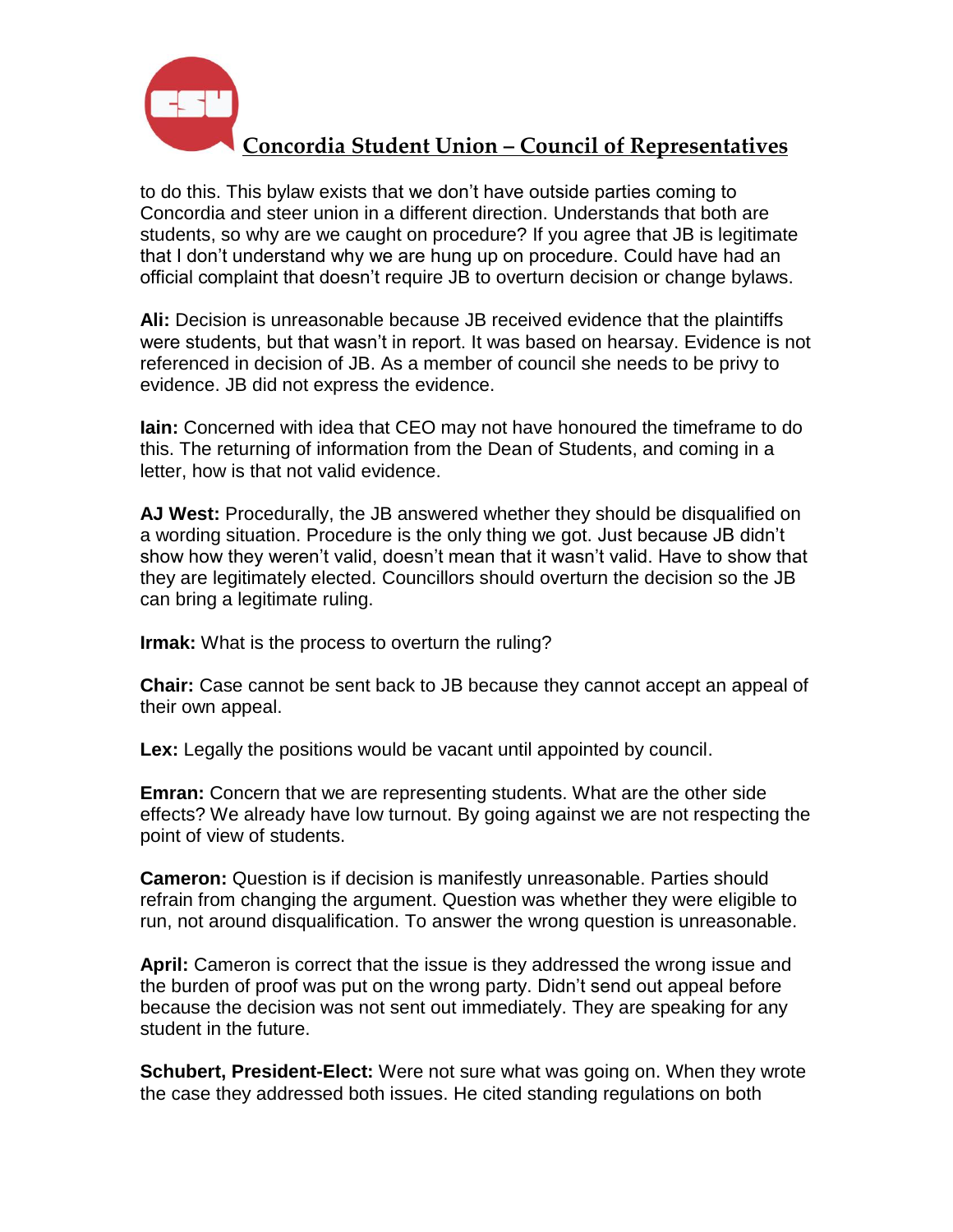to do this. This bylaw exists that we don't have outside parties coming to Concordia and steer union in a different direction. Understands that both are students, so why are we caught on procedure? If you agree that JB is legitimate that I don't understand why we are hung up on procedure. Could have had an official complaint that doesn't require JB to overturn decision or change bylaws.

**Ali:** Decision is unreasonable because JB received evidence that the plaintiffs were students, but that wasn't in report. It was based on hearsay. Evidence is not referenced in decision of JB. As a member of council she needs to be privy to evidence. JB did not express the evidence.

**Iain:** Concerned with idea that CEO may not have honoured the timeframe to do this. The returning of information from the Dean of Students, and coming in a letter, how is that not valid evidence.

**AJ West:** Procedurally, the JB answered whether they should be disqualified on a wording situation. Procedure is the only thing we got. Just because JB didn't show how they weren't valid, doesn't mean that it wasn't valid. Have to show that they are legitimately elected. Councillors should overturn the decision so the JB can bring a legitimate ruling.

**Irmak:** What is the process to overturn the ruling?

**Chair:** Case cannot be sent back to JB because they cannot accept an appeal of their own appeal.

**Lex:** Legally the positions would be vacant until appointed by council.

**Emran:** Concern that we are representing students. What are the other side effects? We already have low turnout. By going against we are not respecting the point of view of students.

**Cameron:** Question is if decision is manifestly unreasonable. Parties should refrain from changing the argument. Question was whether they were eligible to run, not around disqualification. To answer the wrong question is unreasonable.

**April:** Cameron is correct that the issue is they addressed the wrong issue and the burden of proof was put on the wrong party. Didn't send out appeal before because the decision was not sent out immediately. They are speaking for any student in the future.

**Schubert, President-Elect:** Were not sure what was going on. When they wrote the case they addressed both issues. He cited standing regulations on both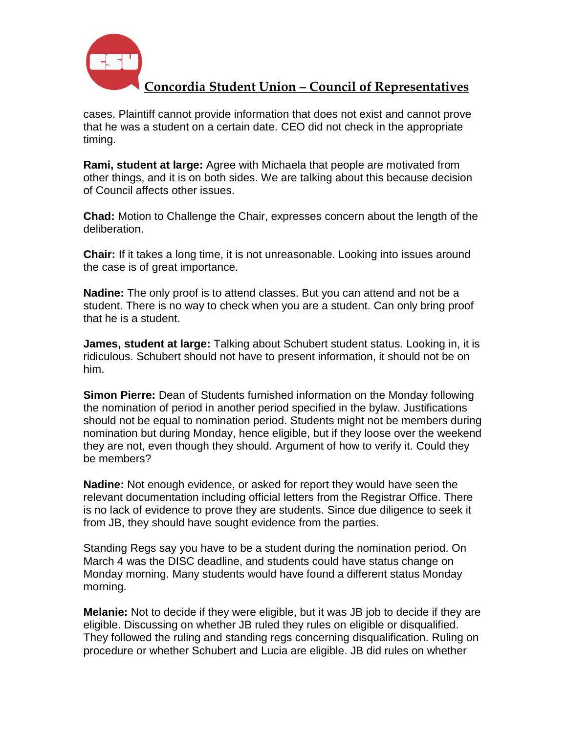cases. Plaintiff cannot provide information that does not exist and cannot prove that he was a student on a certain date. CEO did not check in the appropriate timing.

**Rami, student at large:** Agree with Michaela that people are motivated from other things, and it is on both sides. We are talking about this because decision of Council affects other issues.

**Chad:** Motion to Challenge the Chair, expresses concern about the length of the deliberation.

**Chair:** If it takes a long time, it is not unreasonable. Looking into issues around the case is of great importance.

**Nadine:** The only proof is to attend classes. But you can attend and not be a student. There is no way to check when you are a student. Can only bring proof that he is a student.

**James, student at large:** Talking about Schubert student status. Looking in, it is ridiculous. Schubert should not have to present information, it should not be on him.

**Simon Pierre:** Dean of Students furnished information on the Monday following the nomination of period in another period specified in the bylaw. Justifications should not be equal to nomination period. Students might not be members during nomination but during Monday, hence eligible, but if they loose over the weekend they are not, even though they should. Argument of how to verify it. Could they be members?

**Nadine:** Not enough evidence, or asked for report they would have seen the relevant documentation including official letters from the Registrar Office. There is no lack of evidence to prove they are students. Since due diligence to seek it from JB, they should have sought evidence from the parties.

Standing Regs say you have to be a student during the nomination period. On March 4 was the DISC deadline, and students could have status change on Monday morning. Many students would have found a different status Monday morning.

**Melanie:** Not to decide if they were eligible, but it was JB job to decide if they are eligible. Discussing on whether JB ruled they rules on eligible or disqualified. They followed the ruling and standing regs concerning disqualification. Ruling on procedure or whether Schubert and Lucia are eligible. JB did rules on whether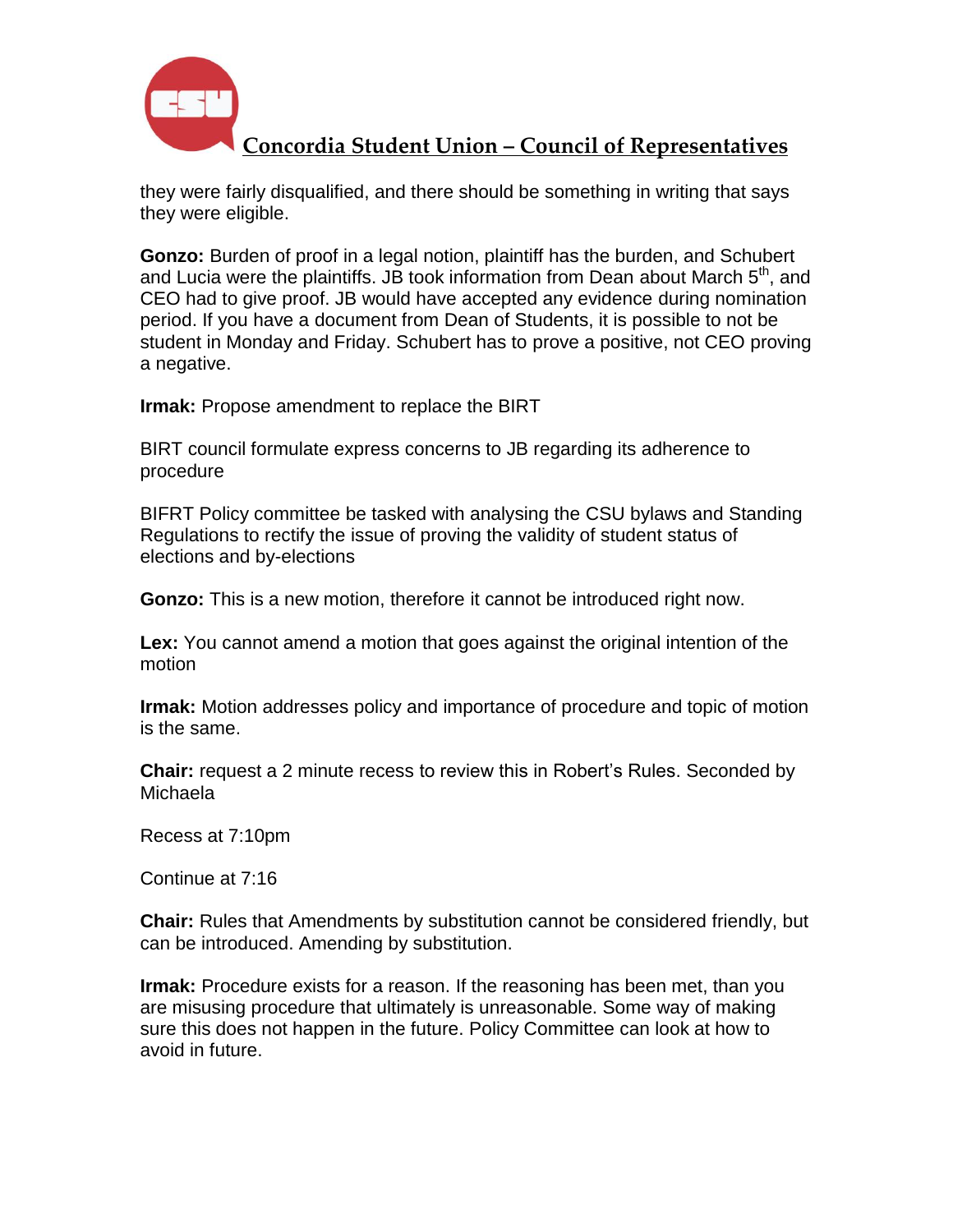they were fairly disqualified, and there should be something in writing that says they were eligible.

**Gonzo:** Burden of proof in a legal notion, plaintiff has the burden, and Schubert and Lucia were the plaintiffs. JB took information from Dean about March 5th, and CEO had to give proof. JB would have accepted any evidence during nomination period. If you have a document from Dean of Students, it is possible to not be student in Monday and Friday. Schubert has to prove a positive, not CEO proving a negative.

**Irmak:** Propose amendment to replace the BIRT

BIRT council formulate express concerns to JB regarding its adherence to procedure

BIFRT Policy committee be tasked with analysing the CSU bylaws and Standing Regulations to rectify the issue of proving the validity of student status of elections and by-elections

**Gonzo:** This is a new motion, therefore it cannot be introduced right now.

**Lex:** You cannot amend a motion that goes against the original intention of the motion

**Irmak:** Motion addresses policy and importance of procedure and topic of motion is the same.

**Chair:** request a 2 minute recess to review this in Robert's Rules. Seconded by Michaela

Recess at 7:10pm

Continue at 7:16

**Chair:** Rules that Amendments by substitution cannot be considered friendly, but can be introduced. Amending by substitution.

**Irmak:** Procedure exists for a reason. If the reasoning has been met, than you are misusing procedure that ultimately is unreasonable. Some way of making sure this does not happen in the future. Policy Committee can look at how to avoid in future.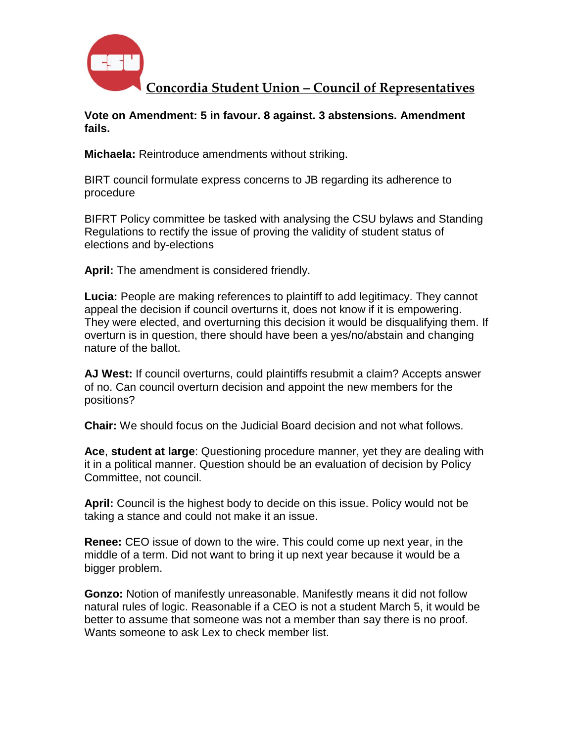**Vote on Amendment: 5 in favour. 8 against. 3 abstensions. Amendment fails.**

**Michaela:** Reintroduce amendments without striking.

BIRT council formulate express concerns to JB regarding its adherence to procedure

BIFRT Policy committee be tasked with analysing the CSU bylaws and Standing Regulations to rectify the issue of proving the validity of student status of elections and by-elections

**April:** The amendment is considered friendly.

**Lucia:** People are making references to plaintiff to add legitimacy. They cannot appeal the decision if council overturns it, does not know if it is empowering. They were elected, and overturning this decision it would be disqualifying them. If overturn is in question, there should have been a yes/no/abstain and changing nature of the ballot.

**AJ West:** If council overturns, could plaintiffs resubmit a claim? Accepts answer of no. Can council overturn decision and appoint the new members for the positions?

**Chair:** We should focus on the Judicial Board decision and not what follows.

**Ace**, **student at large**: Questioning procedure manner, yet they are dealing with it in a political manner. Question should be an evaluation of decision by Policy Committee, not council.

**April:** Council is the highest body to decide on this issue. Policy would not be taking a stance and could not make it an issue.

**Renee:** CEO issue of down to the wire. This could come up next year, in the middle of a term. Did not want to bring it up next year because it would be a bigger problem.

**Gonzo:** Notion of manifestly unreasonable. Manifestly means it did not follow natural rules of logic. Reasonable if a CEO is not a student March 5, it would be better to assume that someone was not a member than say there is no proof. Wants someone to ask Lex to check member list.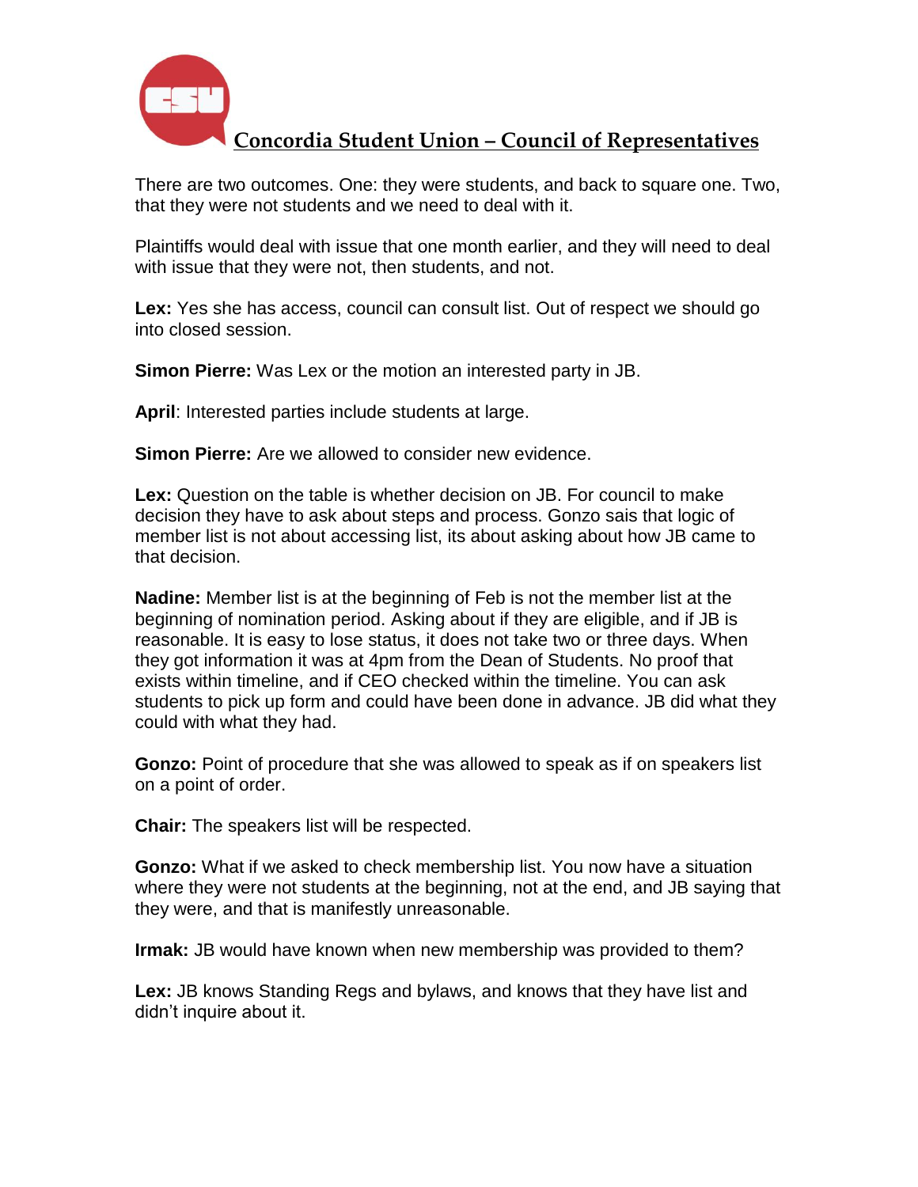There are two outcomes. One: they were students, and back to square one. Two, that they were not students and we need to deal with it.

Plaintiffs would deal with issue that one month earlier, and they will need to deal with issue that they were not, then students, and not.

**Lex:** Yes she has access, council can consult list. Out of respect we should go into closed session.

**Simon Pierre:** Was Lex or the motion an interested party in JB.

**April**: Interested parties include students at large.

**Simon Pierre:** Are we allowed to consider new evidence.

**Lex:** Question on the table is whether decision on JB. For council to make decision they have to ask about steps and process. Gonzo sais that logic of member list is not about accessing list, its about asking about how JB came to that decision.

**Nadine:** Member list is at the beginning of Feb is not the member list at the beginning of nomination period. Asking about if they are eligible, and if JB is reasonable. It is easy to lose status, it does not take two or three days. When they got information it was at 4pm from the Dean of Students. No proof that exists within timeline, and if CEO checked within the timeline. You can ask students to pick up form and could have been done in advance. JB did what they could with what they had.

**Gonzo:** Point of procedure that she was allowed to speak as if on speakers list on a point of order.

**Chair:** The speakers list will be respected.

**Gonzo:** What if we asked to check membership list. You now have a situation where they were not students at the beginning, not at the end, and JB saying that they were, and that is manifestly unreasonable.

**Irmak:** JB would have known when new membership was provided to them?

**Lex:** JB knows Standing Regs and bylaws, and knows that they have list and didn't inquire about it.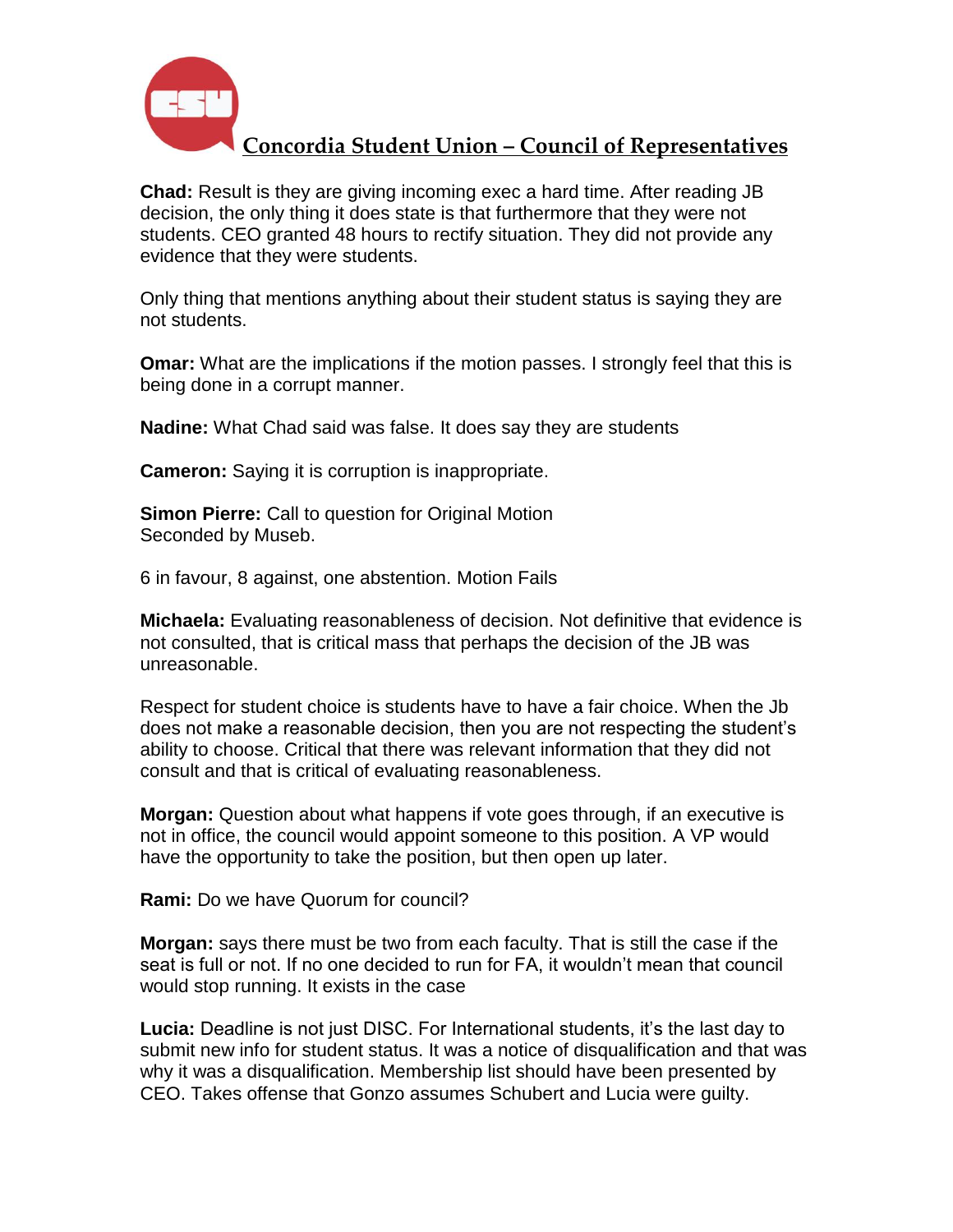**Chad:** Result is they are giving incoming exec a hard time. After reading JB decision, the only thing it does state is that furthermore that they were not students. CEO granted 48 hours to rectify situation. They did not provide any evidence that they were students.

Only thing that mentions anything about their student status is saying they are not students.

**Omar:** What are the implications if the motion passes. I strongly feel that this is being done in a corrupt manner.

**Nadine:** What Chad said was false. It does say they are students

**Cameron:** Saying it is corruption is inappropriate.

**Simon Pierre:** Call to question for Original Motion
Seconded by Museb.

6 in favour, 8 against, one abstention. Motion Fails

**Michaela:** Evaluating reasonableness of decision. Not definitive that evidence is not consulted, that is critical mass that perhaps the decision of the JB was unreasonable.

Respect for student choice is students have to have a fair choice. When the Jb does not make a reasonable decision, then you are not respecting the student's ability to choose. Critical that there was relevant information that they did not consult and that is critical of evaluating reasonableness.

**Morgan:** Question about what happens if vote goes through, if an executive is not in office, the council would appoint someone to this position. A VP would have the opportunity to take the position, but then open up later.

**Rami:** Do we have Quorum for council?

**Morgan:** says there must be two from each faculty. That is still the case if the seat is full or not. If no one decided to run for FA, it wouldn't mean that council would stop running. It exists in the case

**Lucia:** Deadline is not just DISC. For International students, it's the last day to submit new info for student status. It was a notice of disqualification and that was why it was a disqualification. Membership list should have been presented by CEO. Takes offense that Gonzo assumes Schubert and Lucia were guilty.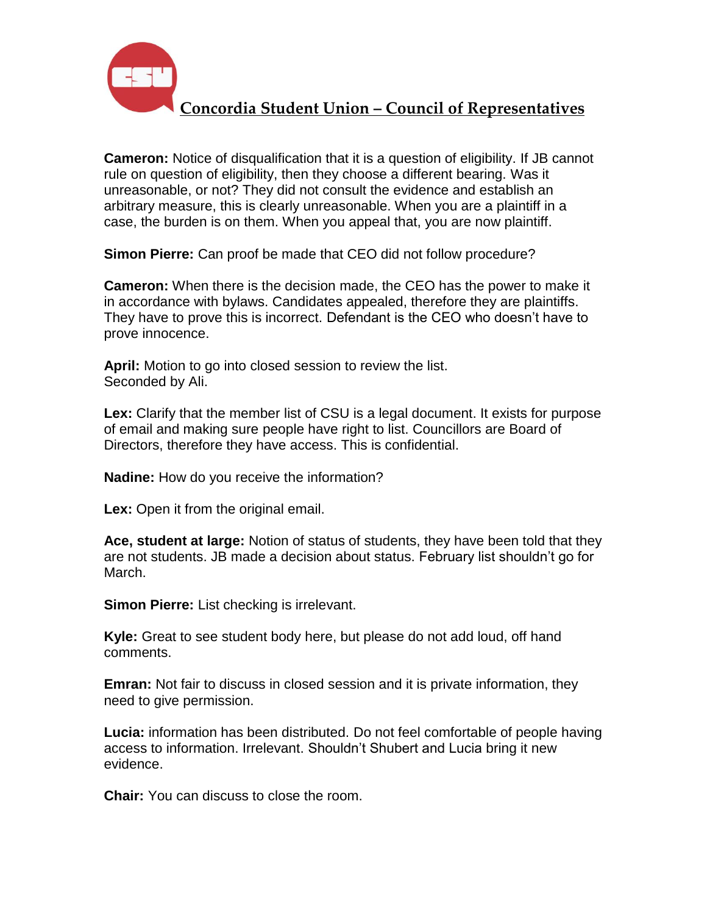**Cameron:** Notice of disqualification that it is a question of eligibility. If JB cannot rule on question of eligibility, then they choose a different bearing. Was it unreasonable, or not? They did not consult the evidence and establish an arbitrary measure, this is clearly unreasonable. When you are a plaintiff in a case, the burden is on them. When you appeal that, you are now plaintiff.

**Simon Pierre:** Can proof be made that CEO did not follow procedure?

**Cameron:** When there is the decision made, the CEO has the power to make it in accordance with bylaws. Candidates appealed, therefore they are plaintiffs. They have to prove this is incorrect. Defendant is the CEO who doesn't have to prove innocence.

**April:** Motion to go into closed session to review the list.
Seconded by Ali.

**Lex:** Clarify that the member list of CSU is a legal document. It exists for purpose of email and making sure people have right to list. Councillors are Board of Directors, therefore they have access. This is confidential.

**Nadine:** How do you receive the information?

**Lex:** Open it from the original email.

**Ace, student at large:** Notion of status of students, they have been told that they are not students. JB made a decision about status. February list shouldn't go for March.

**Simon Pierre:** List checking is irrelevant.

**Kyle:** Great to see student body here, but please do not add loud, off hand comments.

**Emran:** Not fair to discuss in closed session and it is private information, they need to give permission.

**Lucia:** information has been distributed. Do not feel comfortable of people having access to information. Irrelevant. Shouldn't Shubert and Lucia bring it new evidence.

**Chair:** You can discuss to close the room.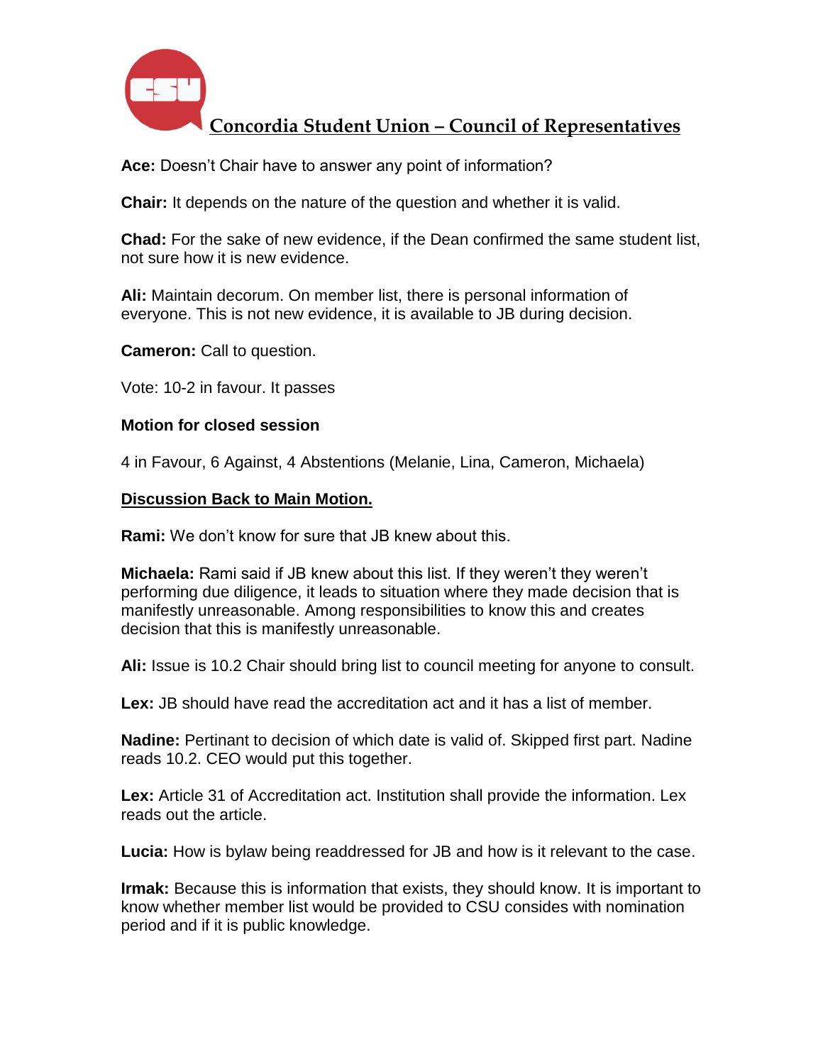**Concordia Student Union – Council of Representatives**

**Ace:** Doesn't Chair have to answer any point of information?

**Chair:** It depends on the nature of the question and whether it is valid.

**Chad:** For the sake of new evidence, if the Dean confirmed the same student list, not sure how it is new evidence.

**Ali:** Maintain decorum. On member list, there is personal information of everyone. This is not new evidence, it is available to JB during decision.

**Cameron:** Call to question.

Vote: 10-2 in favour. It passes

**Motion for closed session**

4 in Favour, 6 Against, 4 Abstentions (Melanie, Lina, Cameron, Michaela)

**Discussion Back to Main Motion.**

**Rami:** We don't know for sure that JB knew about this.

**Michaela:** Rami said if JB knew about this list. If they weren't they weren't performing due diligence, it leads to situation where they made decision that is manifestly unreasonable. Among responsibilities to know this and creates decision that this is manifestly unreasonable.

**Ali:** Issue is 10.2 Chair should bring list to council meeting for anyone to consult.

**Lex:** JB should have read the accreditation act and it has a list of member.

**Nadine:** Pertinant to decision of which date is valid of. Skipped first part. Nadine reads 10.2. CEO would put this together.

**Lex:** Article 31 of Accreditation act. Institution shall provide the information. Lex reads out the article.

**Lucia:** How is bylaw being readdressed for JB and how is it relevant to the case.

**Irmak:** Because this is information that exists, they should know. It is important to know whether member list would be provided to CSU consides with nomination period and if it is public knowledge.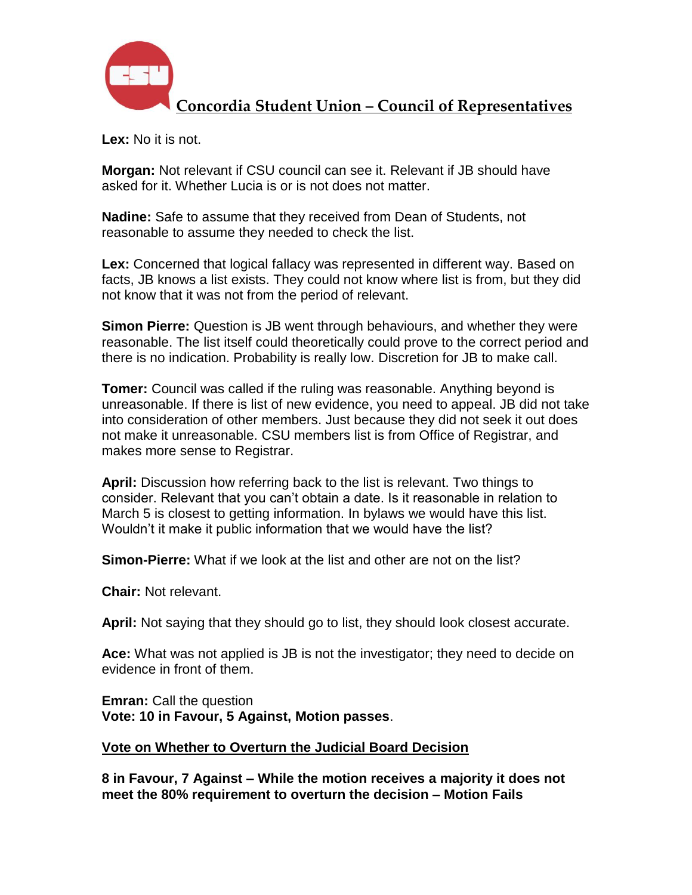**Lex:** No it is not.

**Morgan:** Not relevant if CSU council can see it. Relevant if JB should have asked for it. Whether Lucia is or is not does not matter.

**Nadine:** Safe to assume that they received from Dean of Students, not reasonable to assume they needed to check the list.

**Lex:** Concerned that logical fallacy was represented in different way. Based on facts, JB knows a list exists. They could not know where list is from, but they did not know that it was not from the period of relevant.

**Simon Pierre:** Question is JB went through behaviours, and whether they were reasonable. The list itself could theoretically could prove to the correct period and there is no indication. Probability is really low. Discretion for JB to make call.

**Tomer:** Council was called if the ruling was reasonable. Anything beyond is unreasonable. If there is list of new evidence, you need to appeal. JB did not take into consideration of other members. Just because they did not seek it out does not make it unreasonable. CSU members list is from Office of Registrar, and makes more sense to Registrar.

**April:** Discussion how referring back to the list is relevant. Two things to consider. Relevant that you can't obtain a date. Is it reasonable in relation to March 5 is closest to getting information. In bylaws we would have this list. Wouldn't it make it public information that we would have the list?

**Simon-Pierre:** What if we look at the list and other are not on the list?

**Chair:** Not relevant.

**April:** Not saying that they should go to list, they should look closest accurate.

**Ace:** What was not applied is JB is not the investigator; they need to decide on evidence in front of them.

**Emran:** Call the question
**Vote: 10 in Favour, 5 Against, Motion passes**.

**Vote on Whether to Overturn the Judicial Board Decision**

**8 in Favour, 7 Against – While the motion receives a majority it does not meet the 80% requirement to overturn the decision – Motion Fails**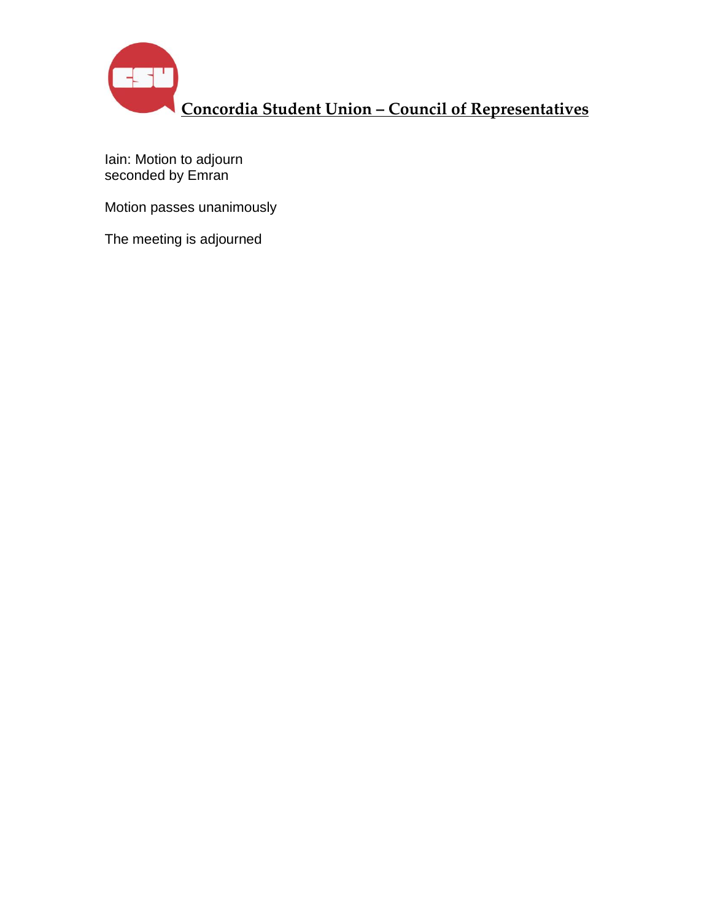Iain: Motion to adjourn
seconded by Emran

Motion passes unanimously

The meeting is adjourned